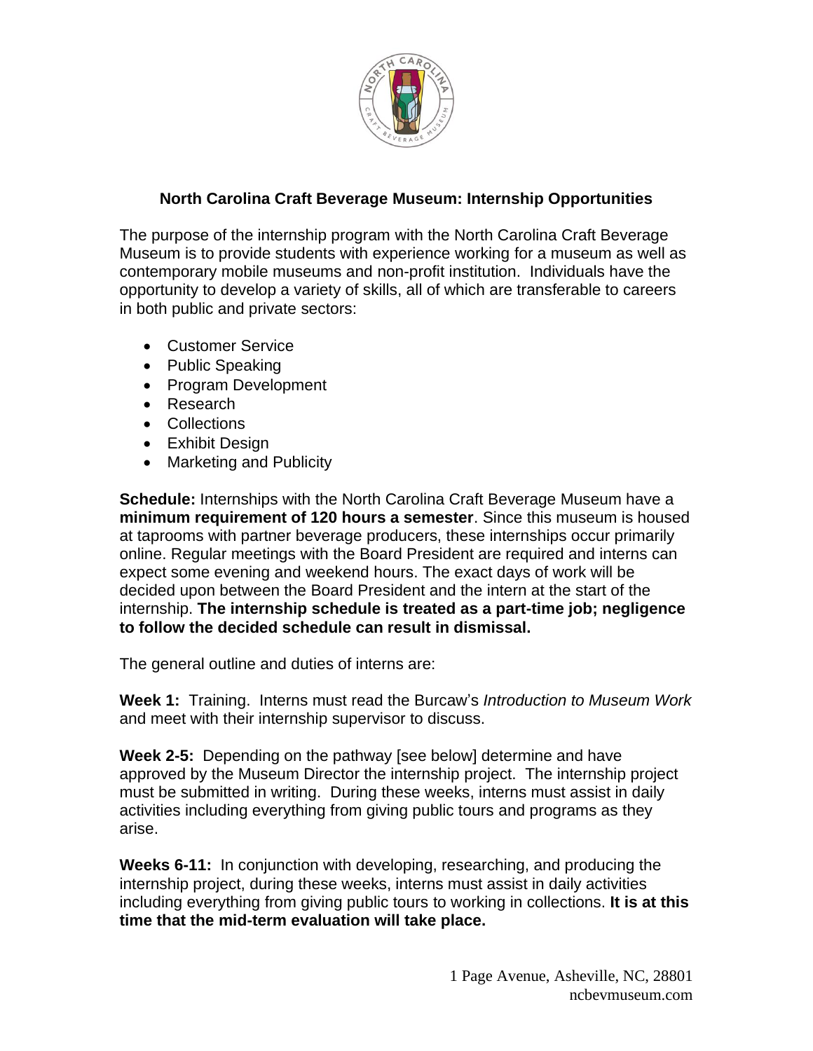## North Carolina Craft Beverage Museum: Internship Opportunities

The purpose of the internship program with the North Carolina Craft Beverage Museum is to provide students with experience working for a museum as well as contemporary mobile museums and non-profit institution. Individuals have the opportunity to develop a variety of skills, all of which are transferable to careers in both public and private sectors:

- Customer Service
- Public Speaking
- Program Development
- Research
- Collections
- Exhibit Design
- Marketing and Publicity

**Schedule:** Internships with the North Carolina Craft Beverage Museum have a **minimum requirement of 120 hours a semester**. Since this museum is housed at taprooms with partner beverage producers, these internships occur primarily online. Regular meetings with the Board President are required and interns can expect some evening and weekend hours. The exact days of work will be decided upon between the Board President and the intern at the start of the internship. **The internship schedule is treated as a part-time job; negligence to follow the decided schedule can result in dismissal.**

The general outline and duties of interns are:

**Week 1:** Training. Interns must read the Burcaw's *Introduction to Museum Work* and meet with their internship supervisor to discuss.

**Week 2-5:** Depending on the pathway [see below] determine and have approved by the Museum Director the internship project. The internship project must be submitted in writing. During these weeks, interns must assist in daily activities including everything from giving public tours and programs as they arise.

**Weeks 6-11:** In conjunction with developing, researching, and producing the internship project, during these weeks, interns must assist in daily activities including everything from giving public tours to working in collections. **It is at this time that the mid-term evaluation will take place.**

1 Page Avenue, Asheville, NC, 28801
ncbevmuseum.com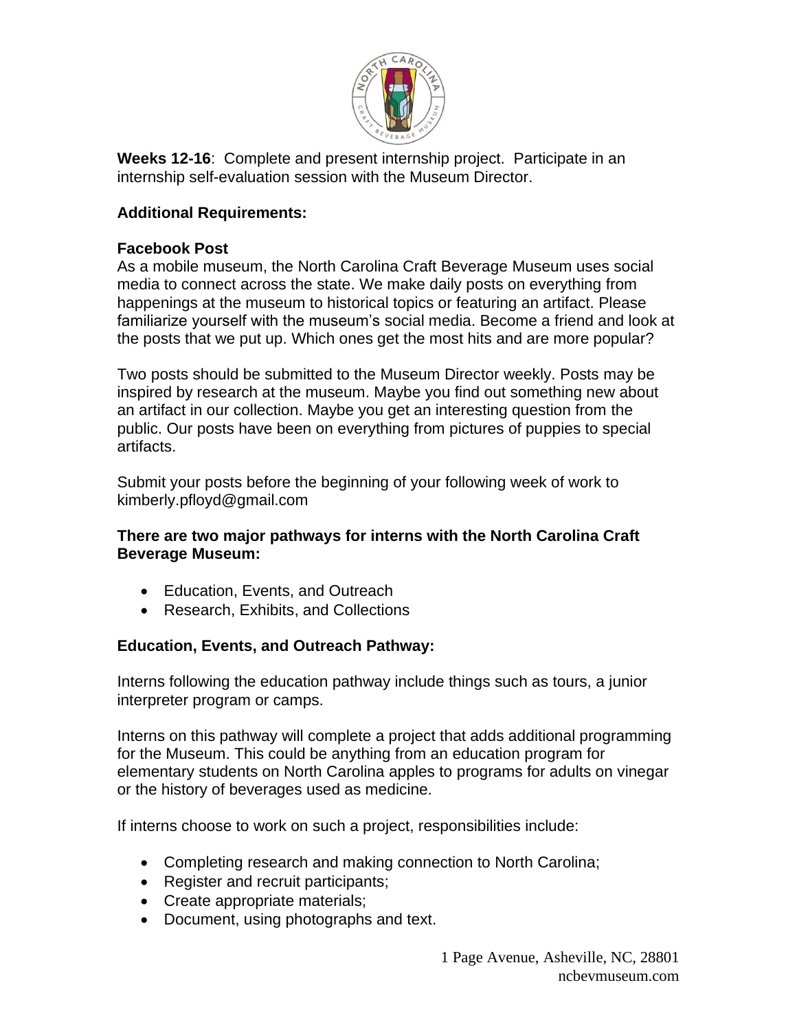**Weeks 12-16**: Complete and present internship project. Participate in an internship self-evaluation session with the Museum Director.

**Additional Requirements:**

**Facebook Post**

As a mobile museum, the North Carolina Craft Beverage Museum uses social media to connect across the state. We make daily posts on everything from happenings at the museum to historical topics or featuring an artifact. Please familiarize yourself with the museum's social media. Become a friend and look at the posts that we put up. Which ones get the most hits and are more popular?

Two posts should be submitted to the Museum Director weekly. Posts may be inspired by research at the museum. Maybe you find out something new about an artifact in our collection. Maybe you get an interesting question from the public. Our posts have been on everything from pictures of puppies to special artifacts.

Submit your posts before the beginning of your following week of work to kimberly.pfloyd@gmail.com

**There are two major pathways for interns with the North Carolina Craft Beverage Museum:**

- Education, Events, and Outreach
- Research, Exhibits, and Collections

**Education, Events, and Outreach Pathway:**

Interns following the education pathway include things such as tours, a junior interpreter program or camps.

Interns on this pathway will complete a project that adds additional programming for the Museum. This could be anything from an education program for elementary students on North Carolina apples to programs for adults on vinegar or the history of beverages used as medicine.

If interns choose to work on such a project, responsibilities include:

- Completing research and making connection to North Carolina;
- Register and recruit participants;
- Create appropriate materials;
- Document, using photographs and text.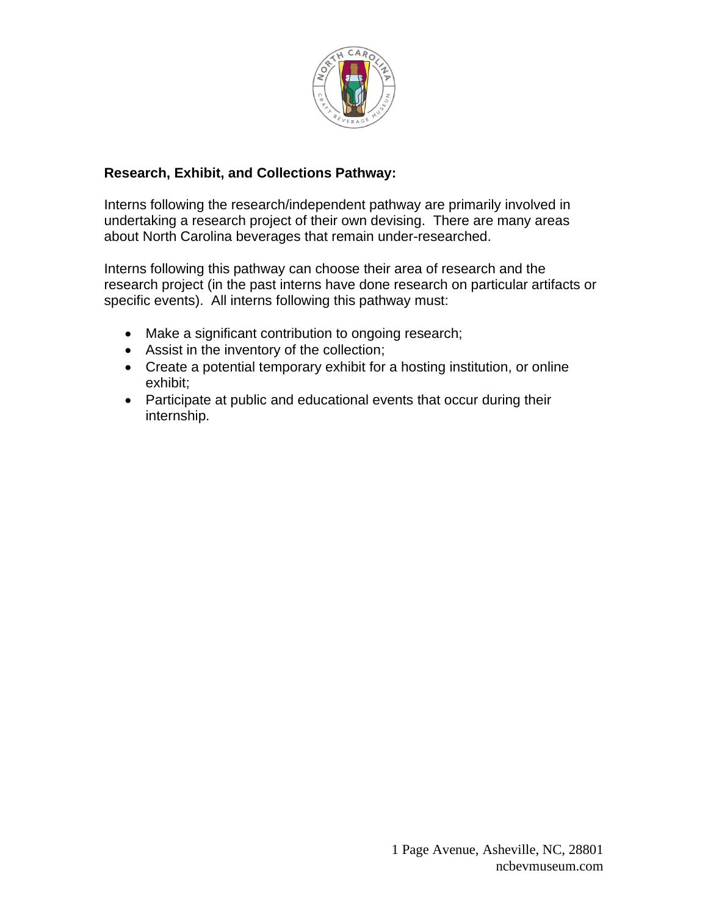**Research, Exhibit, and Collections Pathway:**

Interns following the research/independent pathway are primarily involved in undertaking a research project of their own devising. There are many areas about North Carolina beverages that remain under-researched.

Interns following this pathway can choose their area of research and the research project (in the past interns have done research on particular artifacts or specific events). All interns following this pathway must:

- Make a significant contribution to ongoing research;
- Assist in the inventory of the collection;
- Create a potential temporary exhibit for a hosting institution, or online exhibit;
- Participate at public and educational events that occur during their internship.